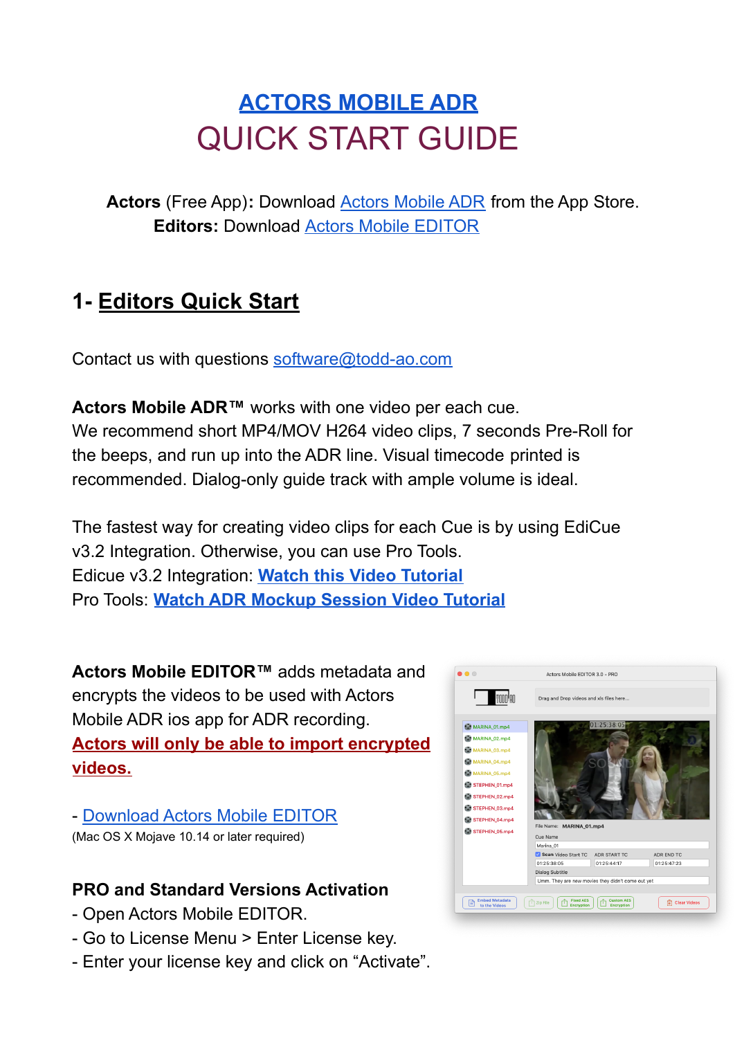# ACTORS MOBILE ADR
# QUICK START GUIDE

**Actors** (Free App)**:** Download Actors Mobile ADR from the App Store.
**Editors:** Download Actors Mobile EDITOR

## 1- Editors Quick Start

Contact us with questions software@todd-ao.com

**Actors Mobile ADR™** works with one video per each cue.
We recommend short MP4/MOV H264 video clips, 7 seconds Pre-Roll for the beeps, and run up into the ADR line. Visual timecode printed is recommended. Dialog-only guide track with ample volume is ideal.

The fastest way for creating video clips for each Cue is by using EdiCue v3.2 Integration. Otherwise, you can use Pro Tools.
Edicue v3.2 Integration: **Watch this Video Tutorial**
Pro Tools: **Watch ADR Mockup Session Video Tutorial**

**Actors Mobile EDITOR™** adds metadata and encrypts the videos to be used with Actors Mobile ADR ios app for ADR recording.
**Actors will only be able to import encrypted videos.**

- Download Actors Mobile EDITOR

(Mac OS X Mojave 10.14 or later required)

### PRO and Standard Versions Activation

- Open Actors Mobile EDITOR.
- Go to License Menu > Enter License key.
- Enter your license key and click on “Activate”.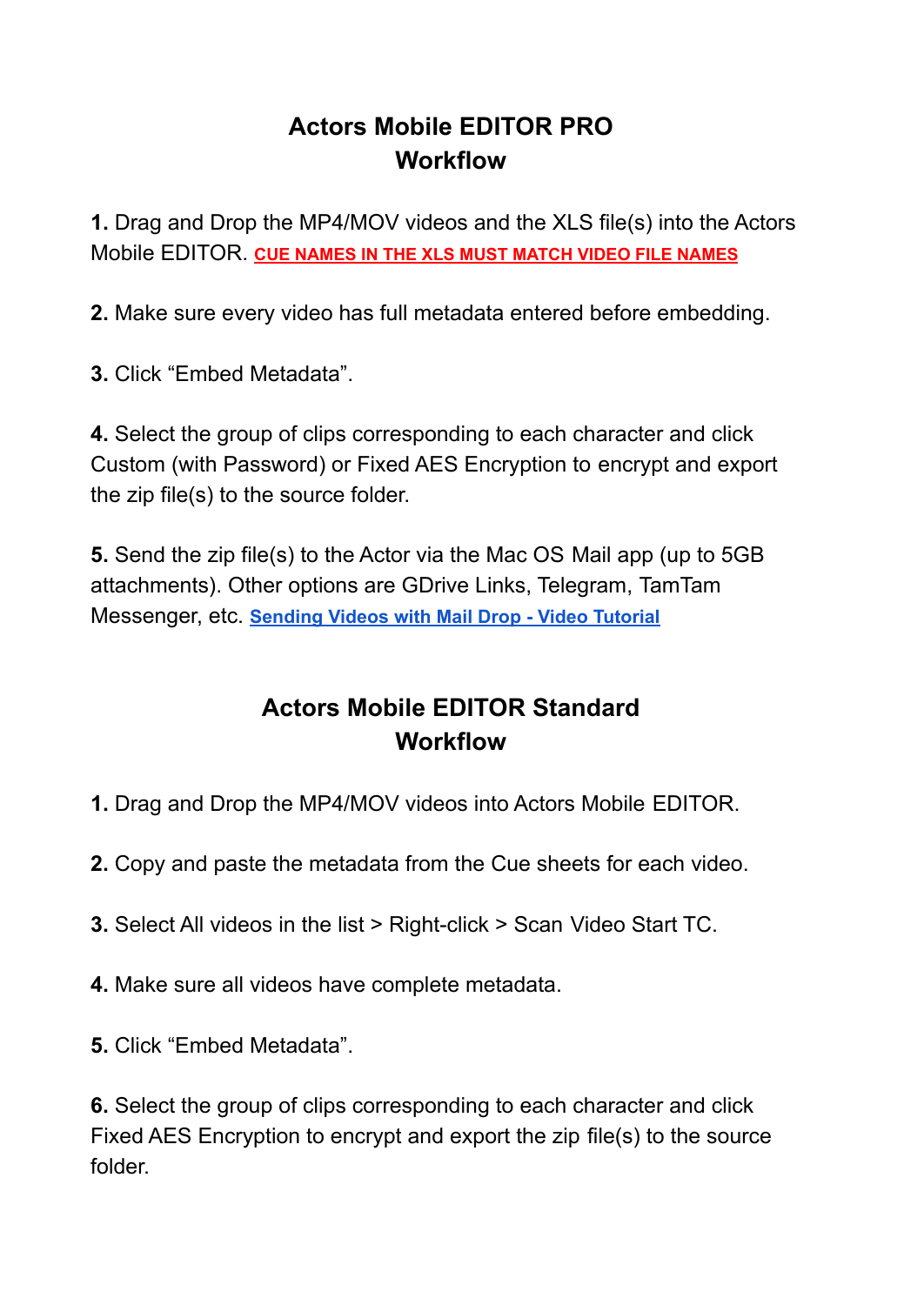# Actors Mobile EDITOR PRO
# Workflow

**1.** Drag and Drop the MP4/MOV videos and the XLS file(s) into the Actors Mobile EDITOR. **CUE NAMES IN THE XLS MUST MATCH VIDEO FILE NAMES**

**2.** Make sure every video has full metadata entered before embedding.

**3.** Click “Embed Metadata”.

**4.** Select the group of clips corresponding to each character and click Custom (with Password) or Fixed AES Encryption to encrypt and export the zip file(s) to the source folder.

**5.** Send the zip file(s) to the Actor via the Mac OS Mail app (up to 5GB attachments). Other options are GDrive Links, Telegram, TamTam Messenger, etc. **Sending Videos with Mail Drop - Video Tutorial**

# Actors Mobile EDITOR Standard
# Workflow

**1.** Drag and Drop the MP4/MOV videos into Actors Mobile EDITOR.

**2.** Copy and paste the metadata from the Cue sheets for each video.

**3.** Select All videos in the list > Right-click > Scan Video Start TC.

**4.** Make sure all videos have complete metadata.

**5.** Click “Embed Metadata”.

**6.** Select the group of clips corresponding to each character and click Fixed AES Encryption to encrypt and export the zip file(s) to the source folder.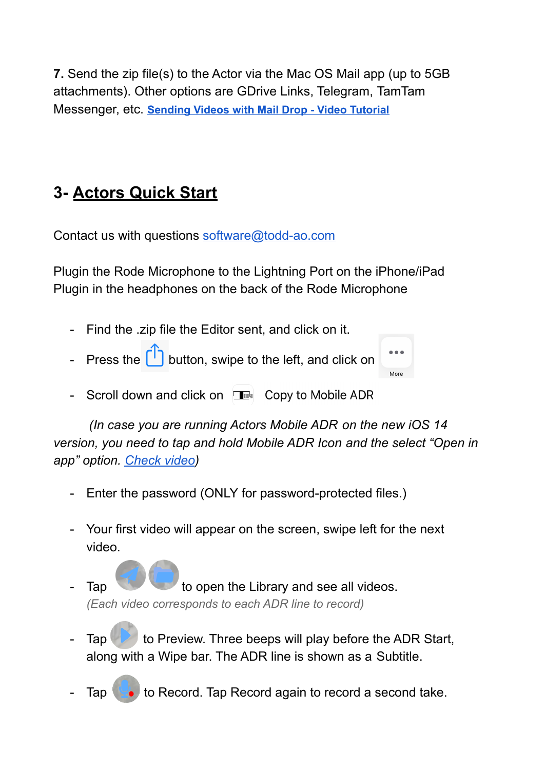**7.** Send the zip file(s) to the Actor via the Mac OS Mail app (up to 5GB attachments). Other options are GDrive Links, Telegram, TamTam Messenger, etc. **[Sending Videos with Mail Drop - Video Tutorial]**

## 3- Actors Quick Start

Contact us with questions software@todd-ao.com

Plugin the Rode Microphone to the Lightning Port on the iPhone/iPad
Plugin in the headphones on the back of the Rode Microphone

- Find the .zip file the Editor sent, and click on it.
- Press the button, swipe to the left, and click on More
- Scroll down and click on Copy to Mobile ADR

*(In case you are running Actors Mobile ADR on the new iOS 14 version, you need to tap and hold Mobile ADR Icon and the select "Open in app" option. Check video)*

- Enter the password (ONLY for password-protected files.)
- Your first video will appear on the screen, swipe left for the next video.
- Tap to open the Library and see all videos.
  *(Each video corresponds to each ADR line to record)*
- Tap to Preview. Three beeps will play before the ADR Start, along with a Wipe bar. The ADR line is shown as a Subtitle.
- Tap to Record. Tap Record again to record a second take.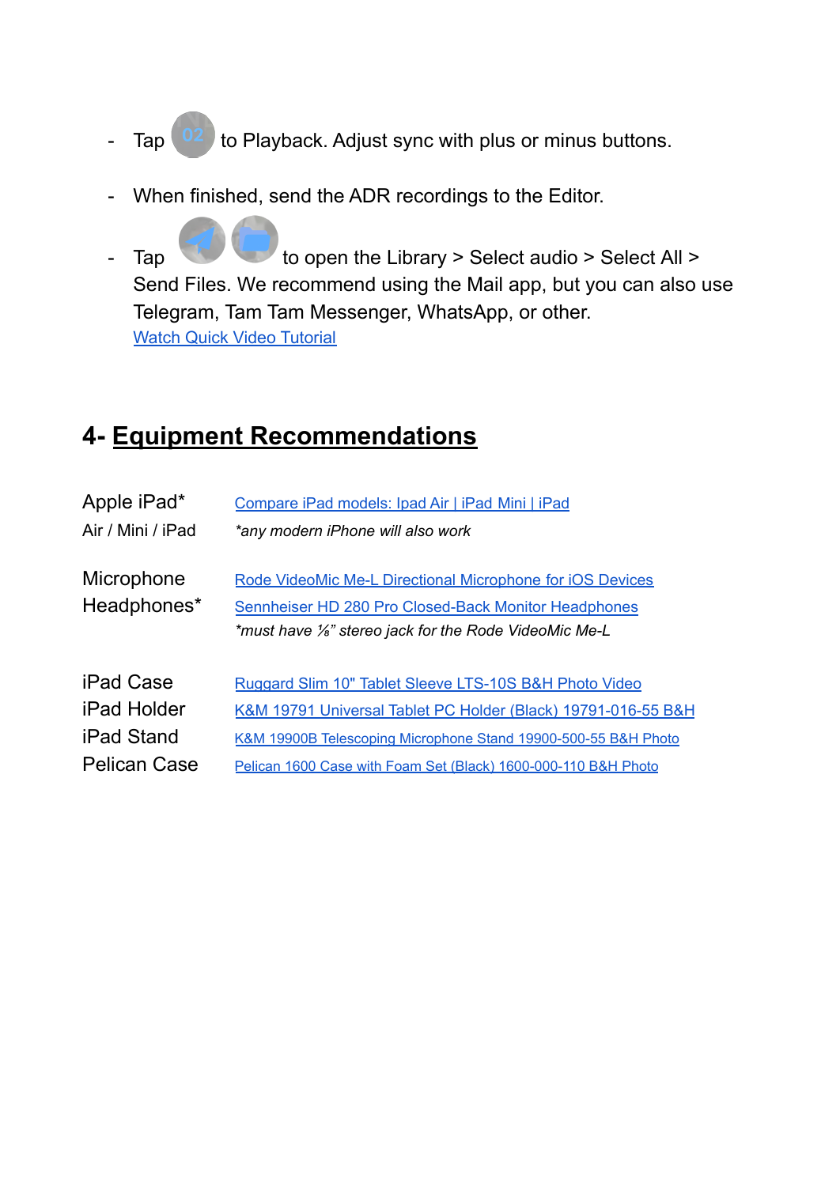- Tap 02 to Playback. Adjust sync with plus or minus buttons.
- When finished, send the ADR recordings to the Editor.
- Tap to open the Library > Select audio > Select All > Send Files. We recommend using the Mail app, but you can also use Telegram, Tam Tam Messenger, WhatsApp, or other.
  [Watch Quick Video Tutorial]

# 4- Equipment Recommendations

| | |
|---|---|
| Apple iPad*<br>Air / Mini / iPad | [Compare iPad models: Ipad Air \| iPad Mini \| iPad]<br>*\*any modern iPhone will also work* |
| Microphone<br>Headphones* | [Rode VideoMic Me-L Directional Microphone for iOS Devices]<br>[Sennheiser HD 280 Pro Closed-Back Monitor Headphones]<br>*\*must have ⅛" stereo jack for the Rode VideoMic Me-L* |
| iPad Case<br>iPad Holder<br>iPad Stand<br>Pelican Case | [Ruggard Slim 10" Tablet Sleeve LTS-10S B&H Photo Video]<br>[K&M 19791 Universal Tablet PC Holder (Black) 19791-016-55 B&H]<br>[K&M 19900B Telescoping Microphone Stand 19900-500-55 B&H Photo]<br>[Pelican 1600 Case with Foam Set (Black) 1600-000-110 B&H Photo] |